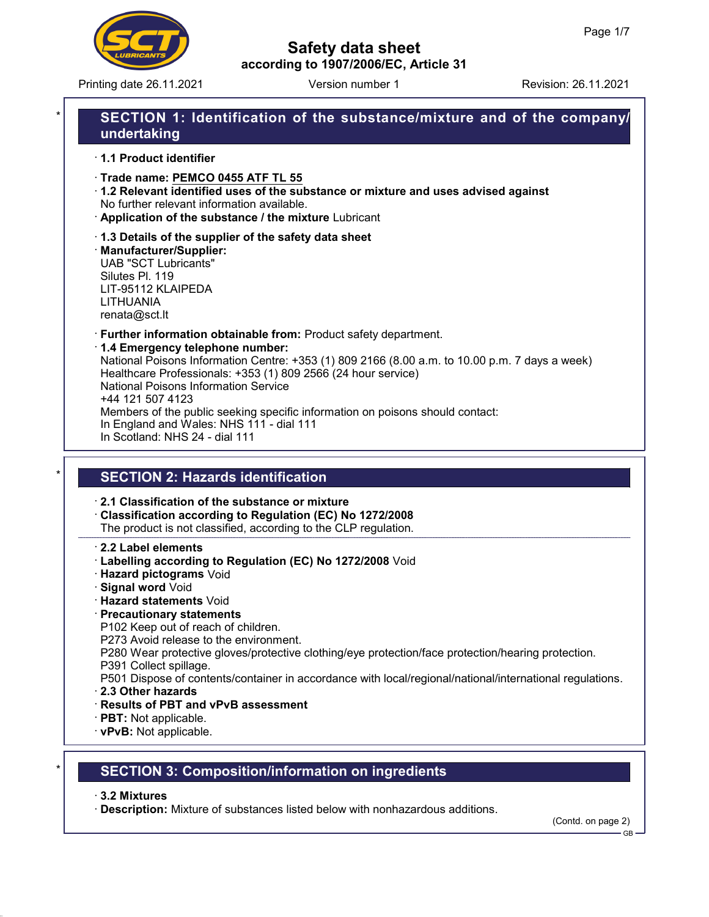# Safety data sheet

**according to 1907/2006/EC, Article 31**

Printing date 26.11.2021 Version number 1 Revision: 26.11.2021

## SECTION 1: Identification of the substance/mixture and of the company/undertaking

· **1.1 Product identifier**

· **Trade name: PEMCO 0455 ATF TL 55**

· **1.2 Relevant identified uses of the substance or mixture and uses advised against**
No further relevant information available.

· **Application of the substance / the mixture** Lubricant

· **1.3 Details of the supplier of the safety data sheet**

· **Manufacturer/Supplier:**
UAB "SCT Lubricants"
Silutes Pl. 119
LIT-95112 KLAIPEDA
LITHUANIA
renata@sct.lt

· **Further information obtainable from:** Product safety department.

· **1.4 Emergency telephone number:**
National Poisons Information Centre: +353 (1) 809 2166 (8.00 a.m. to 10.00 p.m. 7 days a week)
Healthcare Professionals: +353 (1) 809 2566 (24 hour service)
National Poisons Information Service
+44 121 507 4123
Members of the public seeking specific information on poisons should contact:
In England and Wales: NHS 111 - dial 111
In Scotland: NHS 24 - dial 111

## SECTION 2: Hazards identification

· **2.1 Classification of the substance or mixture**

· **Classification according to Regulation (EC) No 1272/2008**
The product is not classified, according to the CLP regulation.

· **2.2 Label elements**

· **Labelling according to Regulation (EC) No 1272/2008** Void

· **Hazard pictograms** Void

· **Signal word** Void

· **Hazard statements** Void

· **Precautionary statements**
P102 Keep out of reach of children.
P273 Avoid release to the environment.
P280 Wear protective gloves/protective clothing/eye protection/face protection/hearing protection.
P391 Collect spillage.
P501 Dispose of contents/container in accordance with local/regional/national/international regulations.

· **2.3 Other hazards**

· **Results of PBT and vPvB assessment**

· **PBT:** Not applicable.

· **vPvB:** Not applicable.

## SECTION 3: Composition/information on ingredients

· **3.2 Mixtures**

· **Description:** Mixture of substances listed below with nonhazardous additions.

(Contd. on page 2)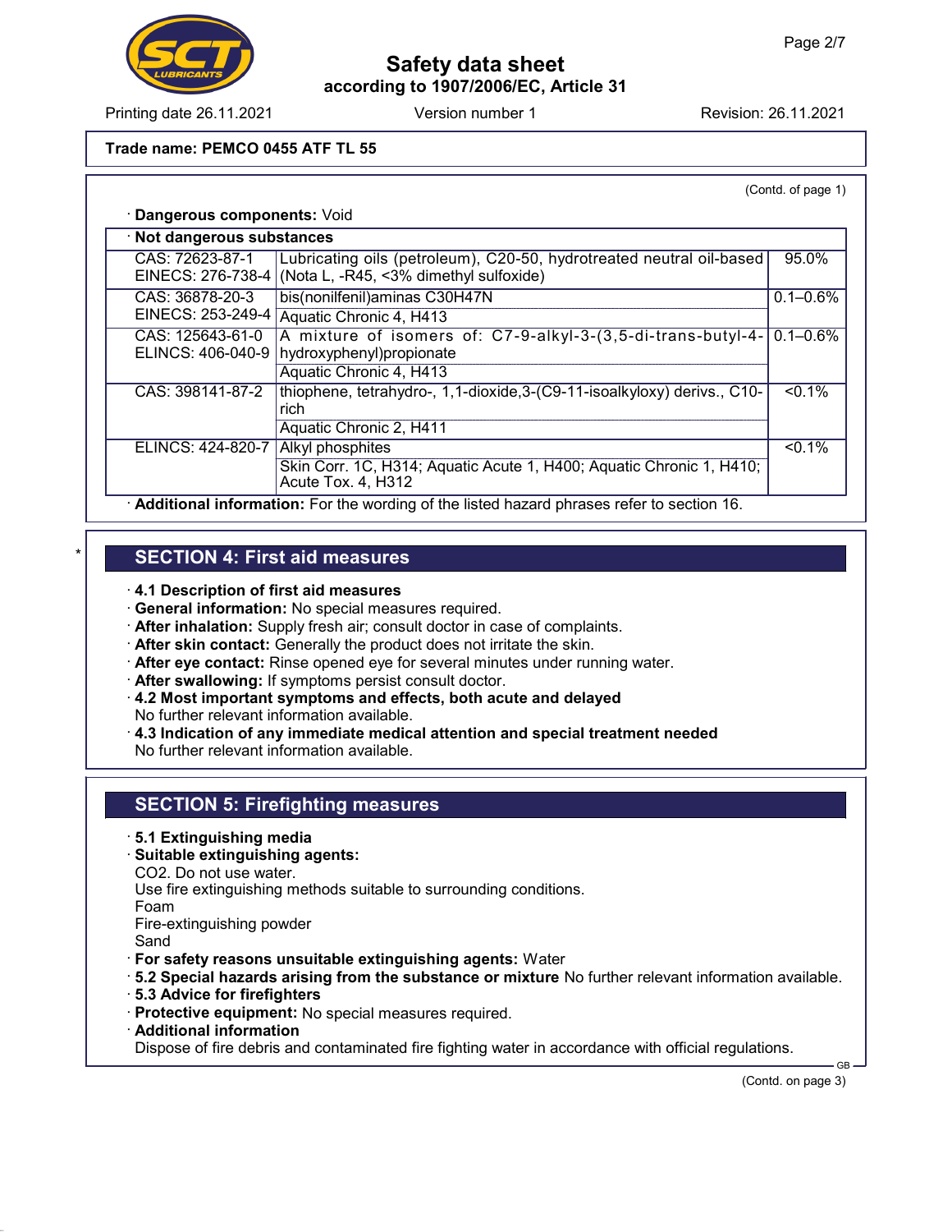Trade name: **PEMCO 0455 ATF TL 55**

(Contd. of page 1)

· **Dangerous components:** Void

| · **Not dangerous substances** | | |
|---|---|---|
| CAS: 72623-87-1<br>EINECS: 276-738-4 | Lubricating oils (petroleum), C20-50, hydrotreated neutral oil-based (Nota L, -R45, <3% dimethyl sulfoxide) | 95.0% |
| CAS: 36878-20-3<br>EINECS: 253-249-4 | bis(nonilfenil)aminas C30H47N<br>Aquatic Chronic 4, H413 | 0.1–0.6% |
| CAS: 125643-61-0<br>ELINCS: 406-040-9 | A mixture of isomers of: C7-9-alkyl-3-(3,5-di-trans-butyl-4-hydroxyphenyl)propionate<br>Aquatic Chronic 4, H413 | 0.1–0.6% |
| CAS: 398141-87-2 | thiophene, tetrahydro-, 1,1-dioxide,3-(C9-11-isoalkyloxy) derivs., C10-rich<br>Aquatic Chronic 2, H411 | <0.1% |
| ELINCS: 424-820-7 | Alkyl phosphites<br>Skin Corr. 1C, H314; Aquatic Acute 1, H400; Aquatic Chronic 1, H410; Acute Tox. 4, H312 | <0.1% |

· **Additional information:** For the wording of the listed hazard phrases refer to section 16.

## SECTION 4: First aid measures

· **4.1 Description of first aid measures**
· **General information:** No special measures required.
· **After inhalation:** Supply fresh air; consult doctor in case of complaints.
· **After skin contact:** Generally the product does not irritate the skin.
· **After eye contact:** Rinse opened eye for several minutes under running water.
· **After swallowing:** If symptoms persist consult doctor.
· **4.2 Most important symptoms and effects, both acute and delayed**
No further relevant information available.
· **4.3 Indication of any immediate medical attention and special treatment needed**
No further relevant information available.

## SECTION 5: Firefighting measures

· **5.1 Extinguishing media**
· **Suitable extinguishing agents:**
CO2. Do not use water.
Use fire extinguishing methods suitable to surrounding conditions.
Foam
Fire-extinguishing powder
Sand
· **For safety reasons unsuitable extinguishing agents:** Water
· **5.2 Special hazards arising from the substance or mixture** No further relevant information available.
· **5.3 Advice for firefighters**
· **Protective equipment:** No special measures required.
· **Additional information**
Dispose of fire debris and contaminated fire fighting water in accordance with official regulations.

(Contd. on page 3)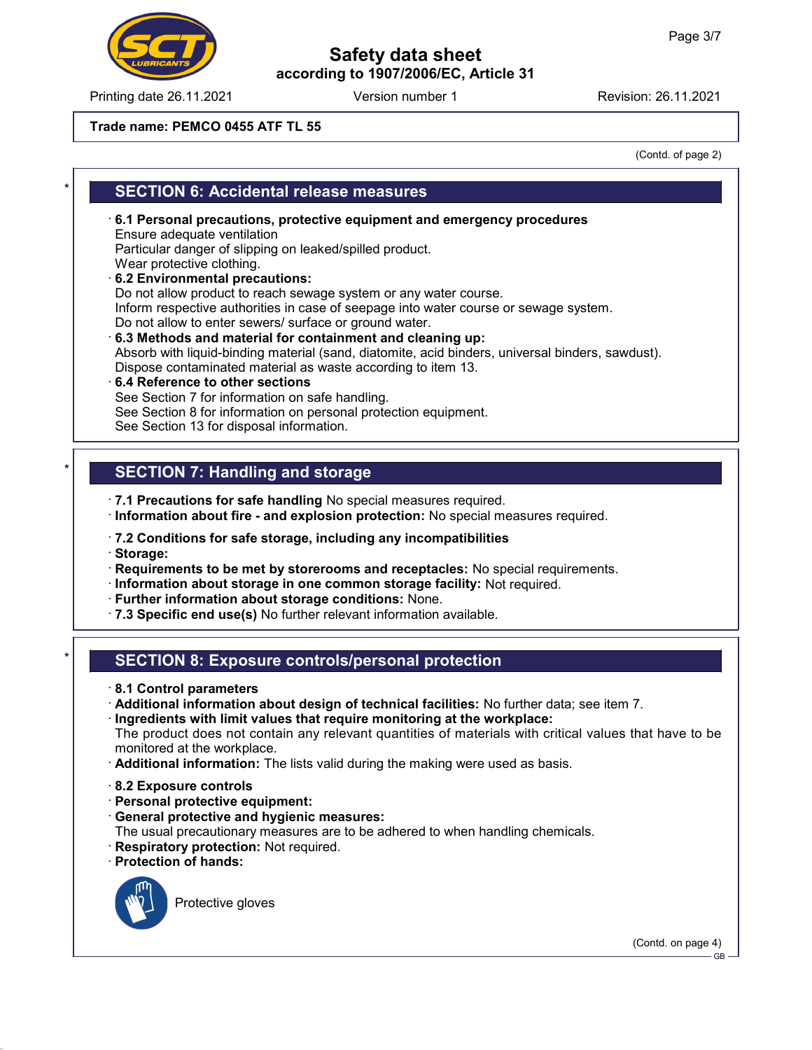Trade name: PEMCO 0455 ATF TL 55

(Contd. of page 2)

## SECTION 6: Accidental release measures

· **6.1 Personal precautions, protective equipment and emergency procedures**
Ensure adequate ventilation
Particular danger of slipping on leaked/spilled product.
Wear protective clothing.
· **6.2 Environmental precautions:**
Do not allow product to reach sewage system or any water course.
Inform respective authorities in case of seepage into water course or sewage system.
Do not allow to enter sewers/ surface or ground water.
· **6.3 Methods and material for containment and cleaning up:**
Absorb with liquid-binding material (sand, diatomite, acid binders, universal binders, sawdust).
Dispose contaminated material as waste according to item 13.
· **6.4 Reference to other sections**
See Section 7 for information on safe handling.
See Section 8 for information on personal protection equipment.
See Section 13 for disposal information.

## SECTION 7: Handling and storage

· **7.1 Precautions for safe handling** No special measures required.
· **Information about fire - and explosion protection:** No special measures required.

· **7.2 Conditions for safe storage, including any incompatibilities**
· **Storage:**
· **Requirements to be met by storerooms and receptacles:** No special requirements.
· **Information about storage in one common storage facility:** Not required.
· **Further information about storage conditions:** None.
· **7.3 Specific end use(s)** No further relevant information available.

## SECTION 8: Exposure controls/personal protection

· **8.1 Control parameters**
· **Additional information about design of technical facilities:** No further data; see item 7.
· **Ingredients with limit values that require monitoring at the workplace:**
The product does not contain any relevant quantities of materials with critical values that have to be monitored at the workplace.
· **Additional information:** The lists valid during the making were used as basis.

· **8.2 Exposure controls**
· **Personal protective equipment:**
· **General protective and hygienic measures:**
The usual precautionary measures are to be adhered to when handling chemicals.
· **Respiratory protection:** Not required.
· **Protection of hands:**

Protective gloves

(Contd. on page 4)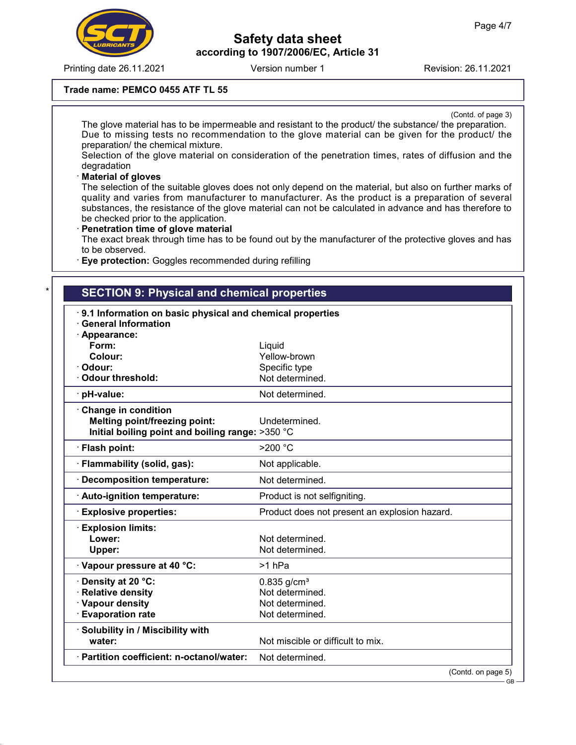Trade name: PEMCO 0455 ATF TL 55

(Contd. of page 3)

The glove material has to be impermeable and resistant to the product/ the substance/ the preparation.
Due to missing tests no recommendation to the glove material can be given for the product/ the preparation/ the chemical mixture.
Selection of the glove material on consideration of the penetration times, rates of diffusion and the degradation

· **Material of gloves**
The selection of the suitable gloves does not only depend on the material, but also on further marks of quality and varies from manufacturer to manufacturer. As the product is a preparation of several substances, the resistance of the glove material can not be calculated in advance and has therefore to be checked prior to the application.

· **Penetration time of glove material**
The exact break through time has to be found out by the manufacturer of the protective gloves and has to be observed.

· **Eye protection:** Goggles recommended during refilling

## SECTION 9: Physical and chemical properties

· **9.1 Information on basic physical and chemical properties**
· **General Information**

| Property | Value |
|---|---|
| · **Appearance:** | |
| **Form:** | Liquid |
| **Colour:** | Yellow-brown |
| · **Odour:** | Specific type |
| · **Odour threshold:** | Not determined. |
| · **pH-value:** | Not determined. |
| · **Change in condition** | |
| **Melting point/freezing point:** | Undetermined. |
| **Initial boiling point and boiling range:** | >350 °C |
| · **Flash point:** | >200 °C |
| · **Flammability (solid, gas):** | Not applicable. |
| · **Decomposition temperature:** | Not determined. |
| · **Auto-ignition temperature:** | Product is not selfigniting. |
| · **Explosive properties:** | Product does not present an explosion hazard. |
| · **Explosion limits:** | |
| **Lower:** | Not determined. |
| **Upper:** | Not determined. |
| · **Vapour pressure at 40 °C:** | >1 hPa |
| · **Density at 20 °C:** | 0.835 g/cm³ |
| · **Relative density** | Not determined. |
| · **Vapour density** | Not determined. |
| · **Evaporation rate** | Not determined. |
| · **Solubility in / Miscibility with water:** | Not miscible or difficult to mix. |
| · **Partition coefficient: n-octanol/water:** | Not determined. |

(Contd. on page 5)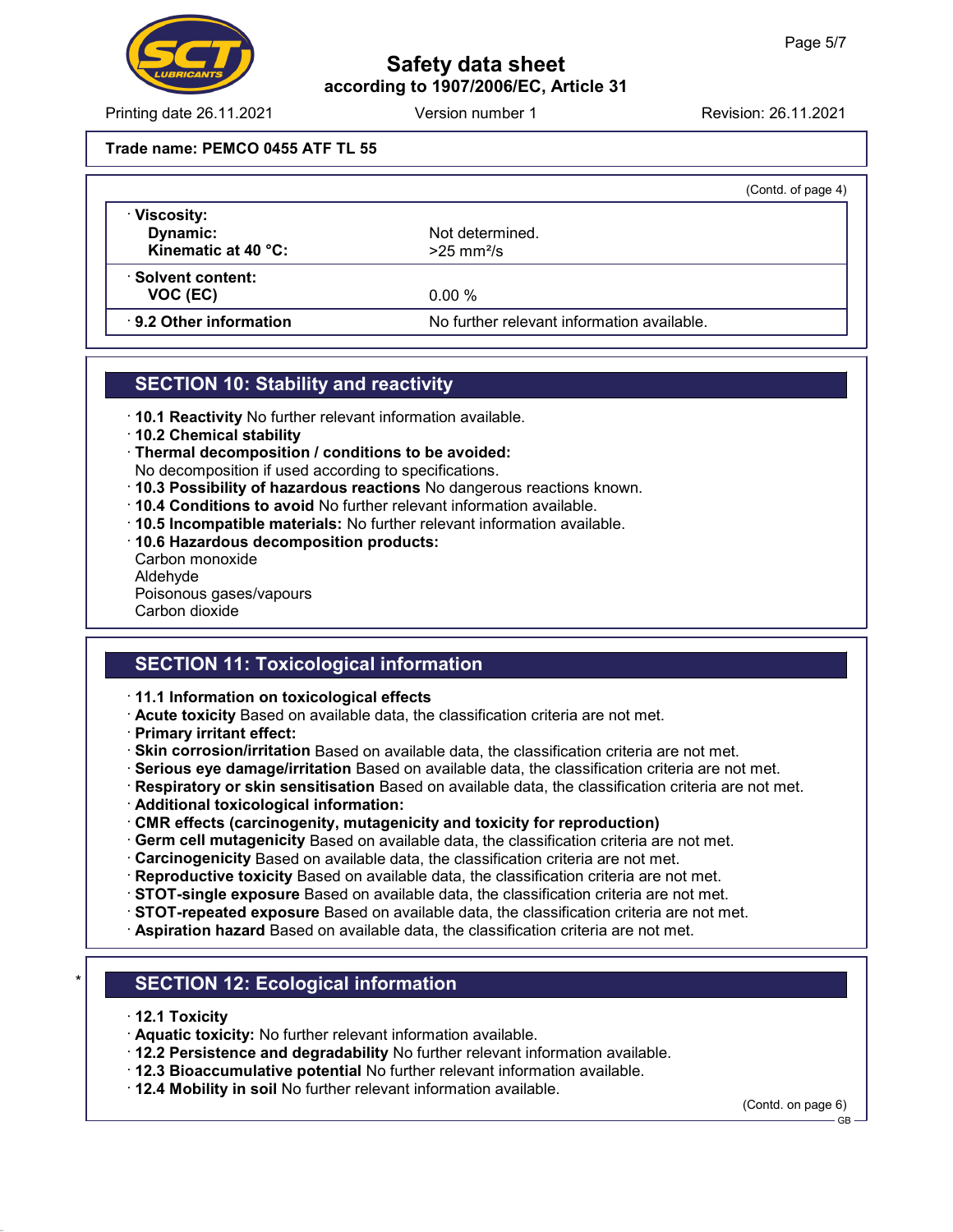**Trade name: PEMCO 0455 ATF TL 55**

(Contd. of page 4)

| | |
|---|---|
| · **Viscosity:** | |
| **Dynamic:** | Not determined. |
| **Kinematic at 40 °C:** | >25 mm²/s |
| · **Solvent content:** | |
| **VOC (EC)** | 0.00 % |
| · **9.2 Other information** | No further relevant information available. |

## SECTION 10: Stability and reactivity

· **10.1 Reactivity** No further relevant information available.
· **10.2 Chemical stability**
· **Thermal decomposition / conditions to be avoided:**
No decomposition if used according to specifications.
· **10.3 Possibility of hazardous reactions** No dangerous reactions known.
· **10.4 Conditions to avoid** No further relevant information available.
· **10.5 Incompatible materials:** No further relevant information available.
· **10.6 Hazardous decomposition products:**
Carbon monoxide
Aldehyde
Poisonous gases/vapours
Carbon dioxide

## SECTION 11: Toxicological information

· **11.1 Information on toxicological effects**
· **Acute toxicity** Based on available data, the classification criteria are not met.
· **Primary irritant effect:**
· **Skin corrosion/irritation** Based on available data, the classification criteria are not met.
· **Serious eye damage/irritation** Based on available data, the classification criteria are not met.
· **Respiratory or skin sensitisation** Based on available data, the classification criteria are not met.
· **Additional toxicological information:**
· **CMR effects (carcinogenity, mutagenicity and toxicity for reproduction)**
· **Germ cell mutagenicity** Based on available data, the classification criteria are not met.
· **Carcinogenicity** Based on available data, the classification criteria are not met.
· **Reproductive toxicity** Based on available data, the classification criteria are not met.
· **STOT-single exposure** Based on available data, the classification criteria are not met.
· **STOT-repeated exposure** Based on available data, the classification criteria are not met.
· **Aspiration hazard** Based on available data, the classification criteria are not met.

## * SECTION 12: Ecological information

· **12.1 Toxicity**
· **Aquatic toxicity:** No further relevant information available.
· **12.2 Persistence and degradability** No further relevant information available.
· **12.3 Bioaccumulative potential** No further relevant information available.
· **12.4 Mobility in soil** No further relevant information available.

(Contd. on page 6)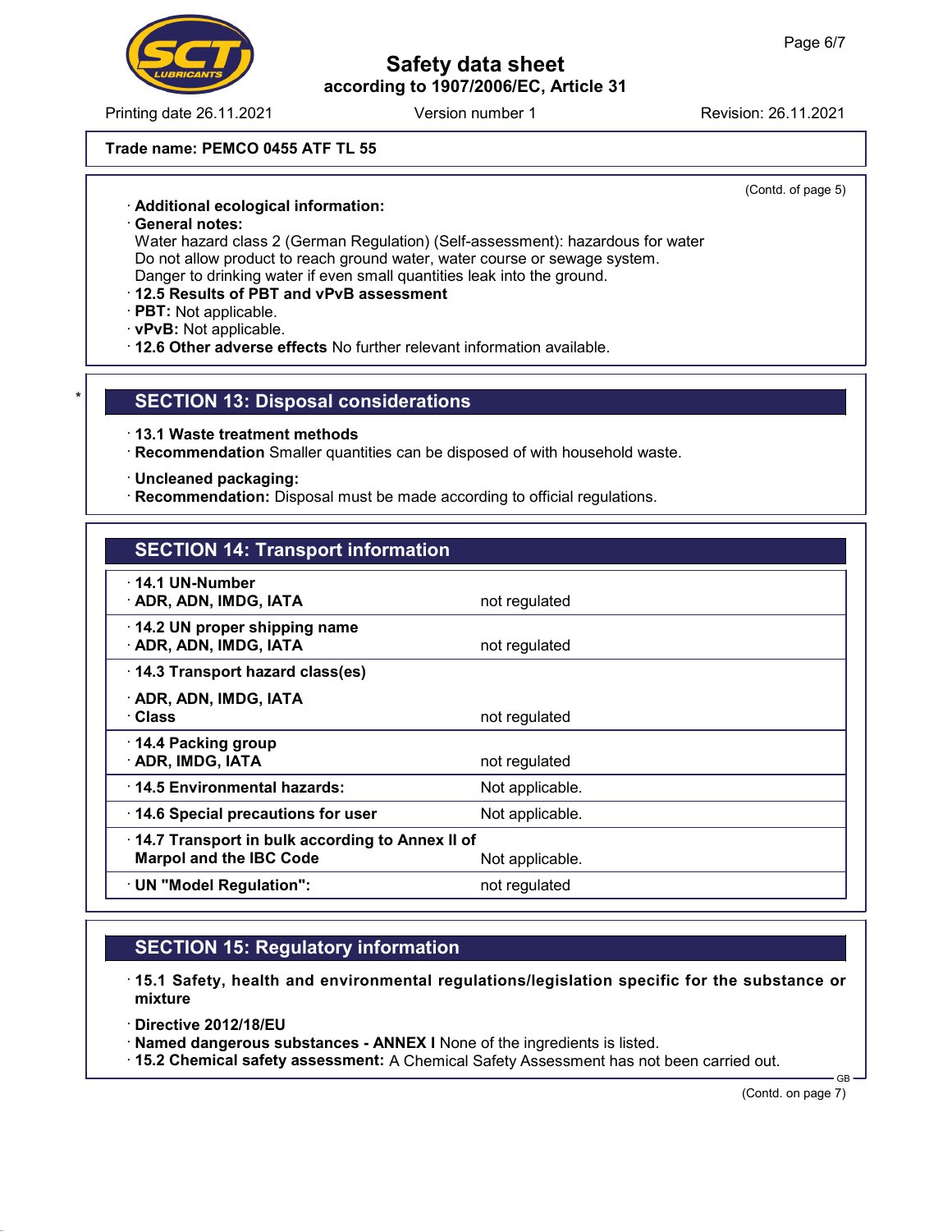Trade name: PEMCO 0455 ATF TL 55

(Contd. of page 5)

· **Additional ecological information:**
· **General notes:**
Water hazard class 2 (German Regulation) (Self-assessment): hazardous for water
Do not allow product to reach ground water, water course or sewage system.
Danger to drinking water if even small quantities leak into the ground.
· **12.5 Results of PBT and vPvB assessment**
· **PBT:** Not applicable.
· **vPvB:** Not applicable.
· **12.6 Other adverse effects** No further relevant information available.

## SECTION 13: Disposal considerations

· **13.1 Waste treatment methods**
· **Recommendation** Smaller quantities can be disposed of with household waste.

· **Uncleaned packaging:**
· **Recommendation:** Disposal must be made according to official regulations.

## SECTION 14: Transport information

| | |
|---|---|
| · **14.1 UN-Number**<br>· **ADR, ADN, IMDG, IATA** | not regulated |
| · **14.2 UN proper shipping name**<br>· **ADR, ADN, IMDG, IATA** | not regulated |
| · **14.3 Transport hazard class(es)**<br>· **ADR, ADN, IMDG, IATA**<br>· **Class** | not regulated |
| · **14.4 Packing group**<br>· **ADR, IMDG, IATA** | not regulated |
| · **14.5 Environmental hazards:** | Not applicable. |
| · **14.6 Special precautions for user** | Not applicable. |
| · **14.7 Transport in bulk according to Annex II of Marpol and the IBC Code** | Not applicable. |
| · **UN "Model Regulation":** | not regulated |

## SECTION 15: Regulatory information

· **15.1 Safety, health and environmental regulations/legislation specific for the substance or mixture**

· **Directive 2012/18/EU**
· **Named dangerous substances - ANNEX I** None of the ingredients is listed.
· **15.2 Chemical safety assessment:** A Chemical Safety Assessment has not been carried out.

(Contd. on page 7)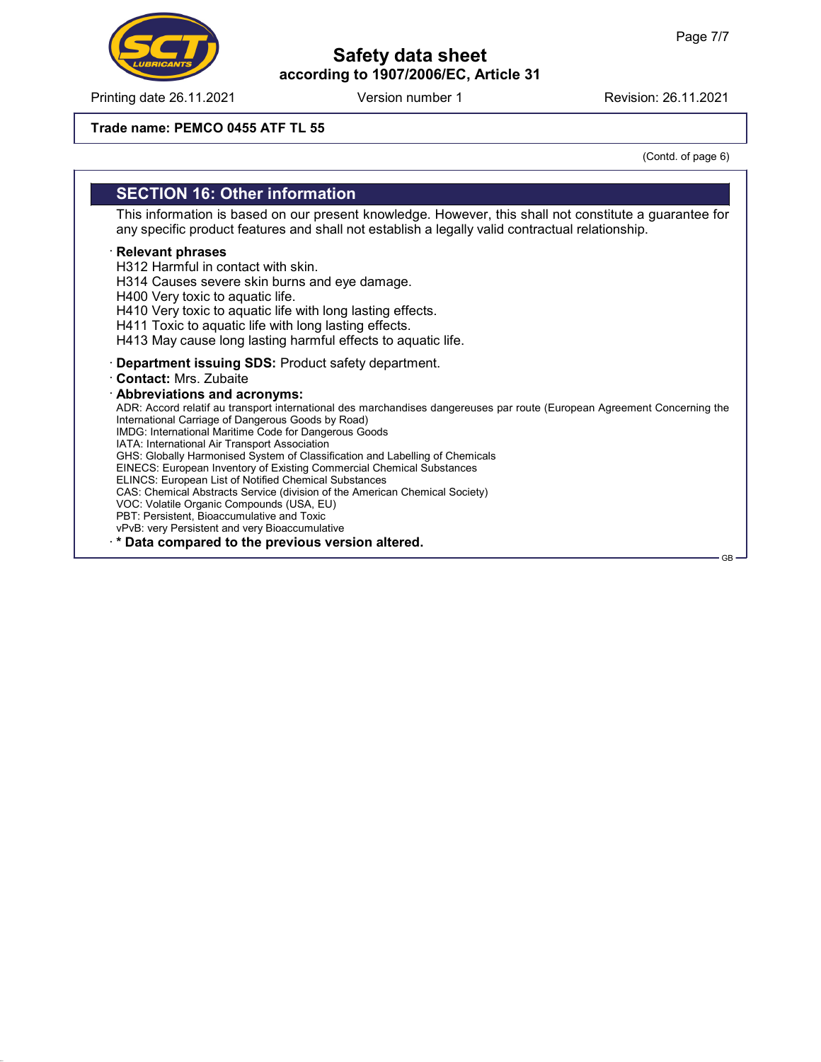Trade name: PEMCO 0455 ATF TL 55

(Contd. of page 6)

## SECTION 16: Other information

This information is based on our present knowledge. However, this shall not constitute a guarantee for any specific product features and shall not establish a legally valid contractual relationship.

· **Relevant phrases**
H312 Harmful in contact with skin.
H314 Causes severe skin burns and eye damage.
H400 Very toxic to aquatic life.
H410 Very toxic to aquatic life with long lasting effects.
H411 Toxic to aquatic life with long lasting effects.
H413 May cause long lasting harmful effects to aquatic life.

· **Department issuing SDS:** Product safety department.
· **Contact:** Mrs. Zubaite
· **Abbreviations and acronyms:**
ADR: Accord relatif au transport international des marchandises dangereuses par route (European Agreement Concerning the International Carriage of Dangerous Goods by Road)
IMDG: International Maritime Code for Dangerous Goods
IATA: International Air Transport Association
GHS: Globally Harmonised System of Classification and Labelling of Chemicals
EINECS: European Inventory of Existing Commercial Chemical Substances
ELINCS: European List of Notified Chemical Substances
CAS: Chemical Abstracts Service (division of the American Chemical Society)
VOC: Volatile Organic Compounds (USA, EU)
PBT: Persistent, Bioaccumulative and Toxic
vPvB: very Persistent and very Bioaccumulative
· **\* Data compared to the previous version altered.**

GB